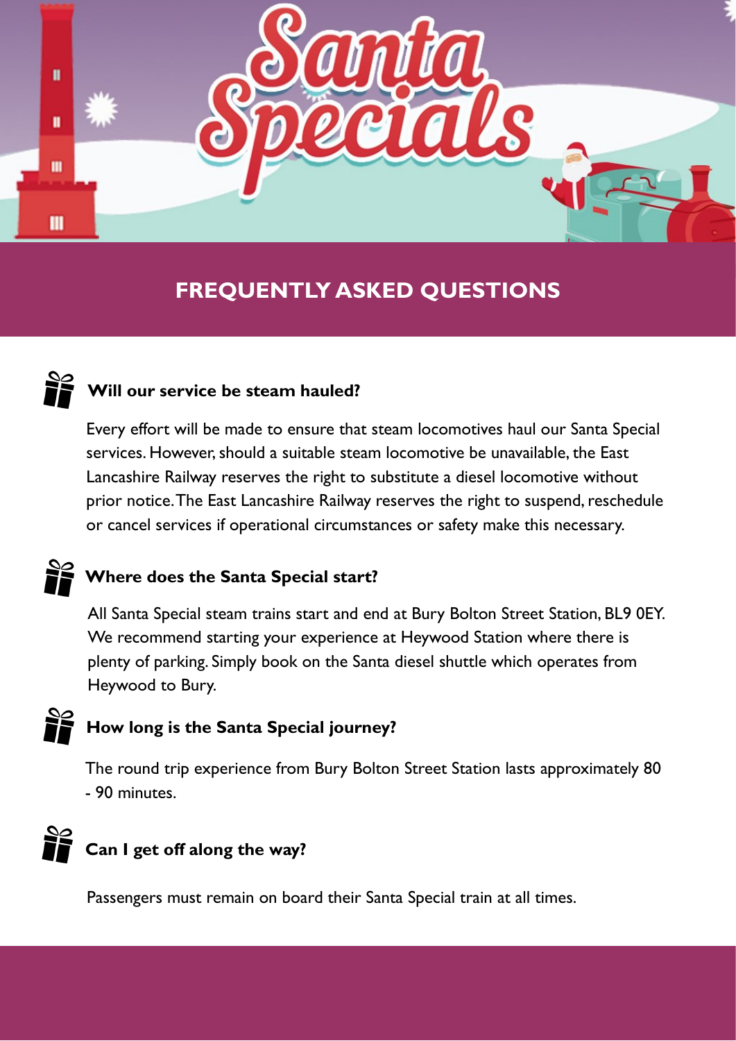# Santa Specials

## FREQUENTLY ASKED QUESTIONS

### Will our service be steam hauled?

Every effort will be made to ensure that steam locomotives haul our Santa Special services. However, should a suitable steam locomotive be unavailable, the East Lancashire Railway reserves the right to substitute a diesel locomotive without prior notice. The East Lancashire Railway reserves the right to suspend, reschedule or cancel services if operational circumstances or safety make this necessary.

### Where does the Santa Special start?

All Santa Special steam trains start and end at Bury Bolton Street Station, BL9 0EY. We recommend starting your experience at Heywood Station where there is plenty of parking. Simply book on the Santa diesel shuttle which operates from Heywood to Bury.

### How long is the Santa Special journey?

The round trip experience from Bury Bolton Street Station lasts approximately 80 - 90 minutes.

### Can I get off along the way?

Passengers must remain on board their Santa Special train at all times.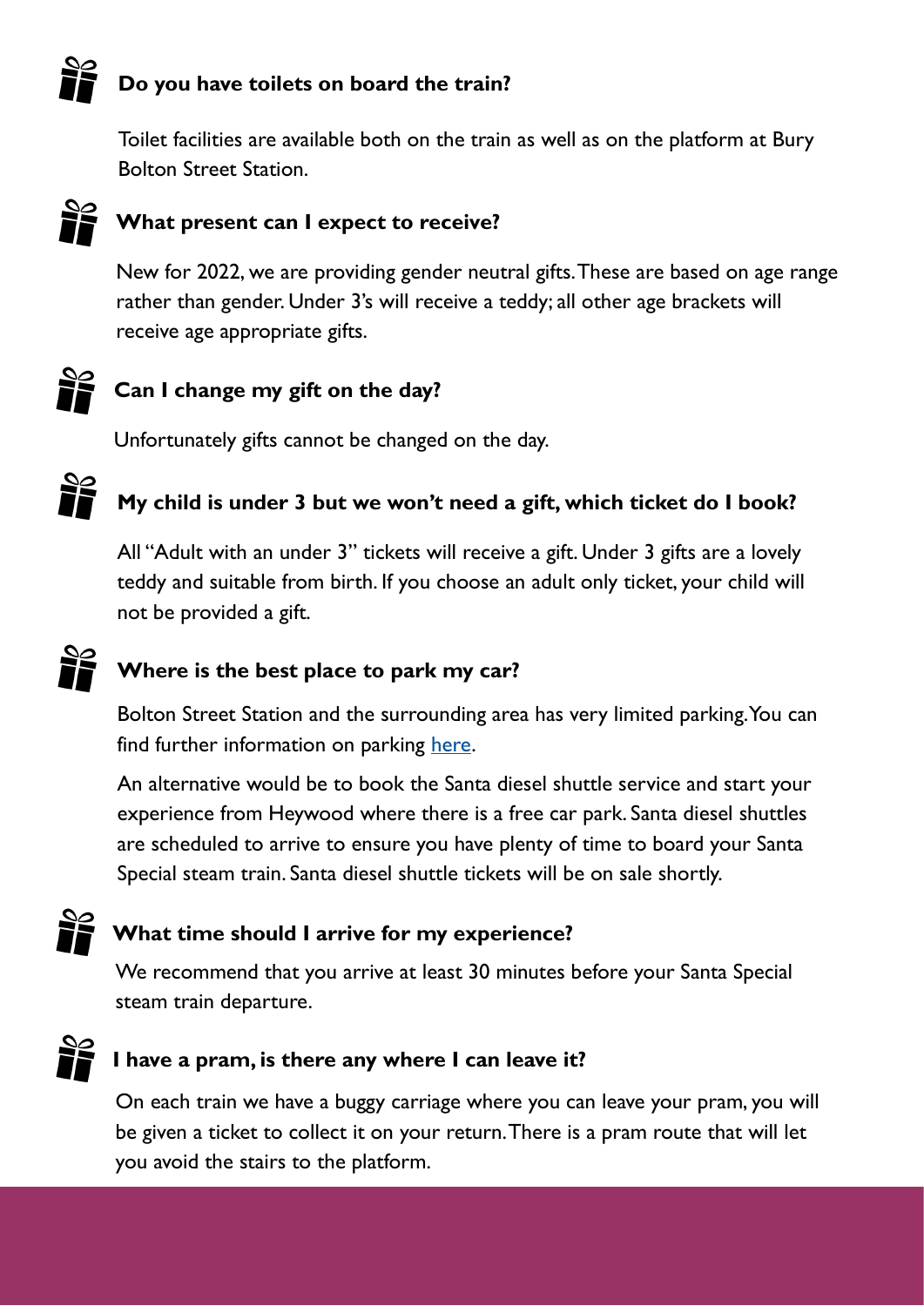### Do you have toilets on board the train?

Toilet facilities are available both on the train as well as on the platform at Bury Bolton Street Station.

### What present can I expect to receive?

New for 2022, we are providing gender neutral gifts. These are based on age range rather than gender. Under 3's will receive a teddy; all other age brackets will receive age appropriate gifts.

### Can I change my gift on the day?

Unfortunately gifts cannot be changed on the day.

### My child is under 3 but we won't need a gift, which ticket do I book?

All "Adult with an under 3" tickets will receive a gift. Under 3 gifts are a lovely teddy and suitable from birth. If you choose an adult only ticket, your child will not be provided a gift.

### Where is the best place to park my car?

Bolton Street Station and the surrounding area has very limited parking. You can find further information on parking here.

An alternative would be to book the Santa diesel shuttle service and start your experience from Heywood where there is a free car park. Santa diesel shuttles are scheduled to arrive to ensure you have plenty of time to board your Santa Special steam train. Santa diesel shuttle tickets will be on sale shortly.

### What time should I arrive for my experience?

We recommend that you arrive at least 30 minutes before your Santa Special steam train departure.

### I have a pram, is there any where I can leave it?

On each train we have a buggy carriage where you can leave your pram, you will be given a ticket to collect it on your return. There is a pram route that will let you avoid the stairs to the platform.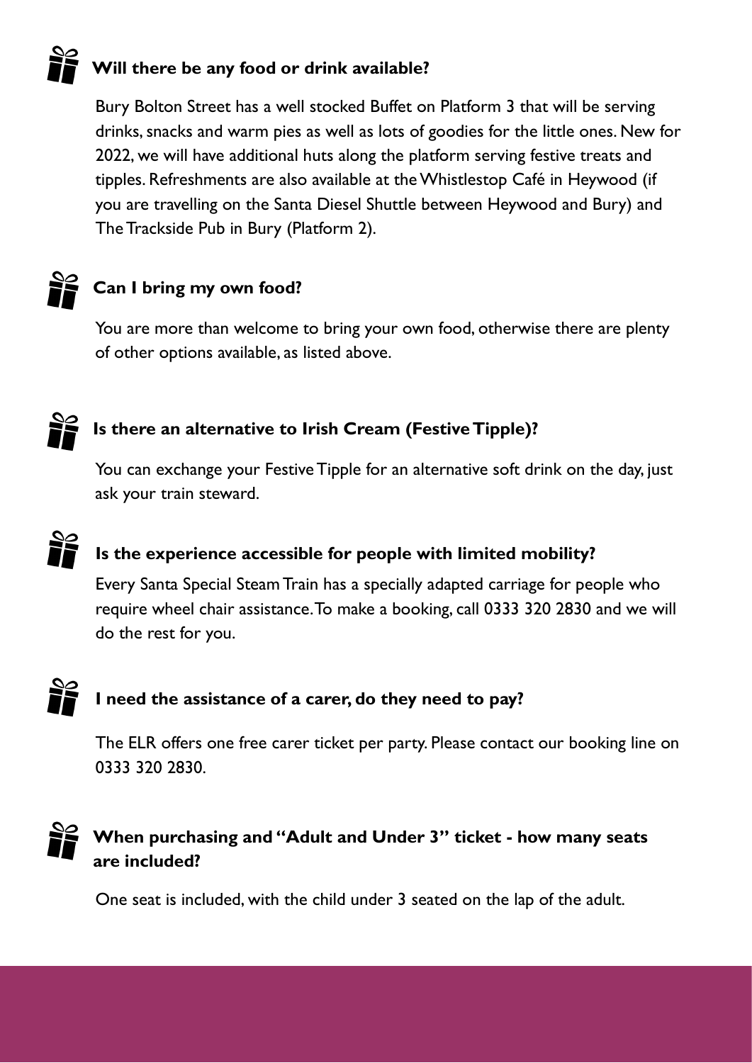### Will there be any food or drink available?

Bury Bolton Street has a well stocked Buffet on Platform 3 that will be serving drinks, snacks and warm pies as well as lots of goodies for the little ones. New for 2022, we will have additional huts along the platform serving festive treats and tipples. Refreshments are also available at the Whistlestop Café in Heywood (if you are travelling on the Santa Diesel Shuttle between Heywood and Bury) and The Trackside Pub in Bury (Platform 2).

### Can I bring my own food?

You are more than welcome to bring your own food, otherwise there are plenty of other options available, as listed above.

### Is there an alternative to Irish Cream (Festive Tipple)?

You can exchange your Festive Tipple for an alternative soft drink on the day, just ask your train steward.

### Is the experience accessible for people with limited mobility?

Every Santa Special Steam Train has a specially adapted carriage for people who require wheel chair assistance. To make a booking, call 0333 320 2830 and we will do the rest for you.

### I need the assistance of a carer, do they need to pay?

The ELR offers one free carer ticket per party. Please contact our booking line on 0333 320 2830.

### When purchasing and "Adult and Under 3" ticket - how many seats are included?

One seat is included, with the child under 3 seated on the lap of the adult.